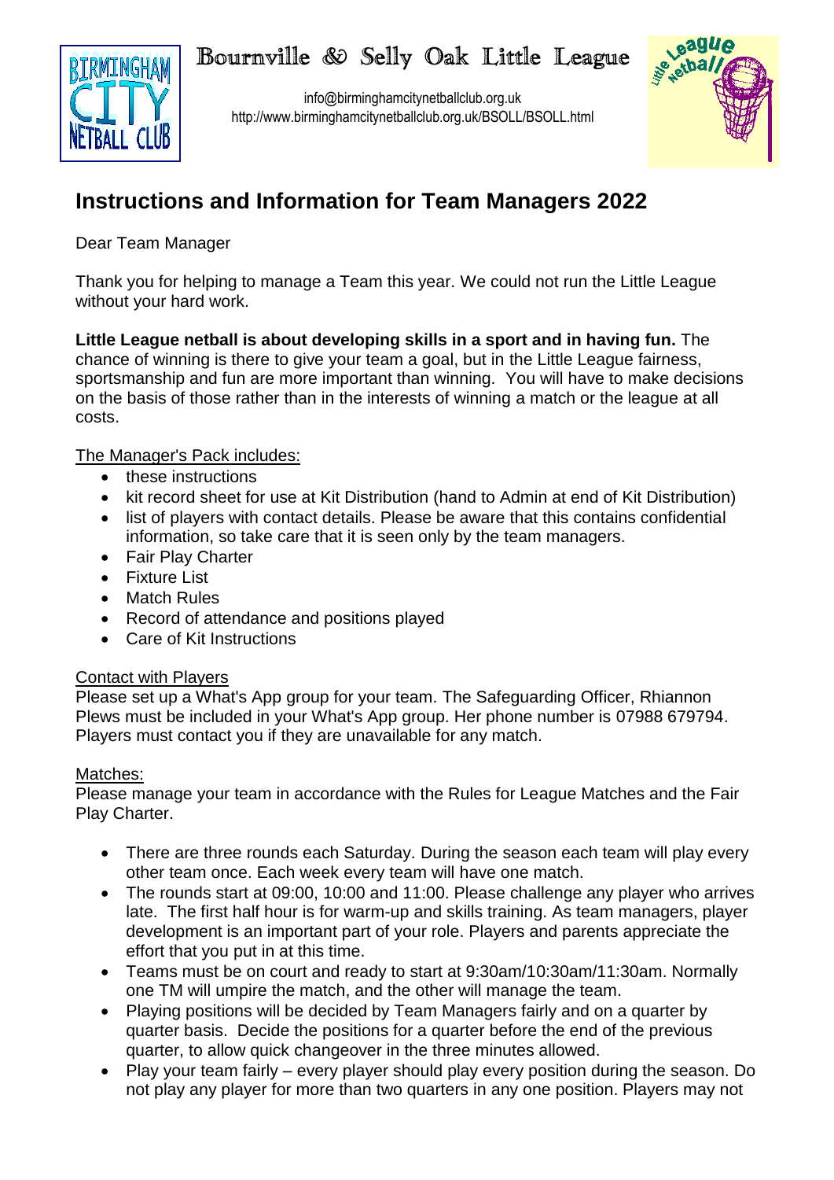Bournville & Selly Oak Little League

info@birminghamcitynetballclub.org.uk
http://www.birminghamcitynetballclub.org.uk/BSOLL/BSOLL.html

# Instructions and Information for Team Managers 2022

Dear Team Manager

Thank you for helping to manage a Team this year. We could not run the Little League without your hard work.

**Little League netball is about developing skills in a sport and in having fun.** The chance of winning is there to give your team a goal, but in the Little League fairness, sportsmanship and fun are more important than winning. You will have to make decisions on the basis of those rather than in the interests of winning a match or the league at all costs.

The Manager's Pack includes:

- these instructions
- kit record sheet for use at Kit Distribution (hand to Admin at end of Kit Distribution)
- list of players with contact details. Please be aware that this contains confidential information, so take care that it is seen only by the team managers.
- Fair Play Charter
- Fixture List
- Match Rules
- Record of attendance and positions played
- Care of Kit Instructions

Contact with Players
Please set up a What's App group for your team. The Safeguarding Officer, Rhiannon Plews must be included in your What's App group. Her phone number is 07988 679794. Players must contact you if they are unavailable for any match.

Matches:
Please manage your team in accordance with the Rules for League Matches and the Fair Play Charter.

- There are three rounds each Saturday. During the season each team will play every other team once. Each week every team will have one match.
- The rounds start at 09:00, 10:00 and 11:00. Please challenge any player who arrives late. The first half hour is for warm-up and skills training. As team managers, player development is an important part of your role. Players and parents appreciate the effort that you put in at this time.
- Teams must be on court and ready to start at 9:30am/10:30am/11:30am. Normally one TM will umpire the match, and the other will manage the team.
- Playing positions will be decided by Team Managers fairly and on a quarter by quarter basis. Decide the positions for a quarter before the end of the previous quarter, to allow quick changeover in the three minutes allowed.
- Play your team fairly – every player should play every position during the season. Do not play any player for more than two quarters in any one position. Players may not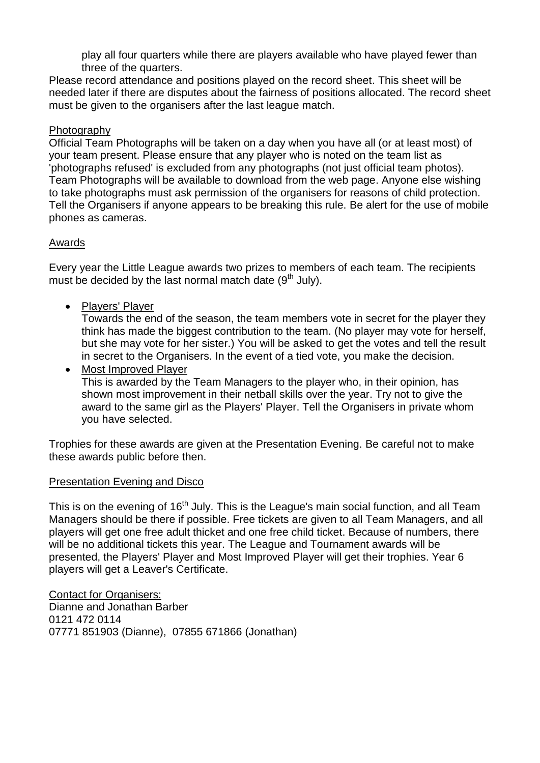play all four quarters while there are players available who have played fewer than three of the quarters.

Please record attendance and positions played on the record sheet. This sheet will be needed later if there are disputes about the fairness of positions allocated. The record sheet must be given to the organisers after the last league match.

<u>Photography</u>

Official Team Photographs will be taken on a day when you have all (or at least most) of your team present. Please ensure that any player who is noted on the team list as 'photographs refused' is excluded from any photographs (not just official team photos). Team Photographs will be available to download from the web page. Anyone else wishing to take photographs must ask permission of the organisers for reasons of child protection. Tell the Organisers if anyone appears to be breaking this rule. Be alert for the use of mobile phones as cameras.

<u>Awards</u>

Every year the Little League awards two prizes to members of each team. The recipients must be decided by the last normal match date (9th July).

- <u>Players' Player</u>
  Towards the end of the season, the team members vote in secret for the player they think has made the biggest contribution to the team. (No player may vote for herself, but she may vote for her sister.) You will be asked to get the votes and tell the result in secret to the Organisers. In the event of a tied vote, you make the decision.
- <u>Most Improved Player</u>
  This is awarded by the Team Managers to the player who, in their opinion, has shown most improvement in their netball skills over the year. Try not to give the award to the same girl as the Players' Player. Tell the Organisers in private whom you have selected.

Trophies for these awards are given at the Presentation Evening. Be careful not to make these awards public before then.

<u>Presentation Evening and Disco</u>

This is on the evening of 16th July. This is the League's main social function, and all Team Managers should be there if possible. Free tickets are given to all Team Managers, and all players will get one free adult thicket and one free child ticket. Because of numbers, there will be no additional tickets this year. The League and Tournament awards will be presented, the Players' Player and Most Improved Player will get their trophies. Year 6 players will get a Leaver's Certificate.

<u>Contact for Organisers:</u>
Dianne and Jonathan Barber
0121 472 0114
07771 851903 (Dianne), 07855 671866 (Jonathan)